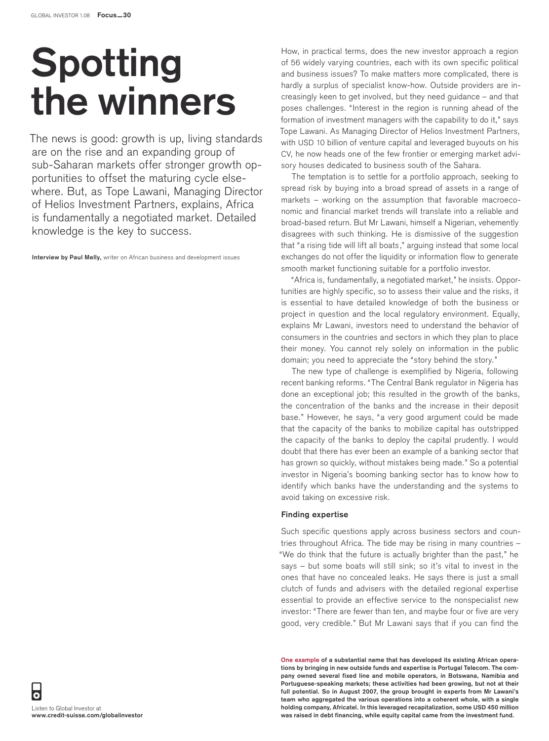# Spotting the winners

The news is good: growth is up, living standards are on the rise and an expanding group of sub-Saharan markets offer stronger growth opportunities to offset the maturing cycle elsewhere. But, as Tope Lawani, Managing Director of Helios Investment Partners, explains, Africa is fundamentally a negotiated market. Detailed knowledge is the key to success.

**Interview by Paul Melly,** writer on African business and development issues

How, in practical terms, does the new investor approach a region of 56 widely varying countries, each with its own specific political and business issues? To make matters more complicated, there is hardly a surplus of specialist know-how. Outside providers are increasingly keen to get involved, but they need guidance – and that poses challenges. "Interest in the region is running ahead of the formation of investment managers with the capability to do it," says Tope Lawani. As Managing Director of Helios Investment Partners, with USD 10 billion of venture capital and leveraged buyouts on his CV, he now heads one of the few frontier or emerging market advisory houses dedicated to business south of the Sahara.

The temptation is to settle for a portfolio approach, seeking to spread risk by buying into a broad spread of assets in a range of markets – working on the assumption that favorable macroeconomic and financial market trends will translate into a reliable and broad-based return. But Mr Lawani, himself a Nigerian, vehemently disagrees with such thinking. He is dismissive of the suggestion that "a rising tide will lift all boats," arguing instead that some local exchanges do not offer the liquidity or information flow to generate smooth market functioning suitable for a portfolio investor.

"Africa is, fundamentally, a negotiated market," he insists. Opportunities are highly specific, so to assess their value and the risks, it is essential to have detailed knowledge of both the business or project in question and the local regulatory environment. Equally, explains Mr Lawani, investors need to understand the behavior of consumers in the countries and sectors in which they plan to place their money. You cannot rely solely on information in the public domain; you need to appreciate the "story behind the story."

The new type of challenge is exemplified by Nigeria, following recent banking reforms. "The Central Bank regulator in Nigeria has done an exceptional job; this resulted in the growth of the banks, the concentration of the banks and the increase in their deposit base." However, he says, "a very good argument could be made that the capacity of the banks to mobilize capital has outstripped the capacity of the banks to deploy the capital prudently. I would doubt that there has ever been an example of a banking sector that has grown so quickly, without mistakes being made." So a potential investor in Nigeria's booming banking sector has to know how to identify which banks have the understanding and the systems to avoid taking on excessive risk.

### Finding expertise

Such specific questions apply across business sectors and countries throughout Africa. The tide may be rising in many countries – "We do think that the future is actually brighter than the past," he says – but some boats will still sink; so it's vital to invest in the ones that have no concealed leaks. He says there is just a small clutch of funds and advisers with the detailed regional expertise essential to provide an effective service to the nonspecialist new investor: "There are fewer than ten, and maybe four or five are very good, very credible." But Mr Lawani says that if you can find the

**One example of a substantial name that has developed its existing African operations by bringing in new outside funds and expertise is Portugal Telecom. The company owned several fixed line and mobile operators, in Botswana, Namibia and Portuguese-speaking markets; these activities had been growing, but not at their full potential. So in August 2007, the group brought in experts from Mr Lawani's team who aggregated the various operations into a coherent whole, with a single holding company, Africatel. In this leveraged recapitalization, some USD 450 million was raised in debt financing, while equity capital came from the investment fund.**

Listen to Global Investor at
**www.credit-suisse.com/globalinvestor**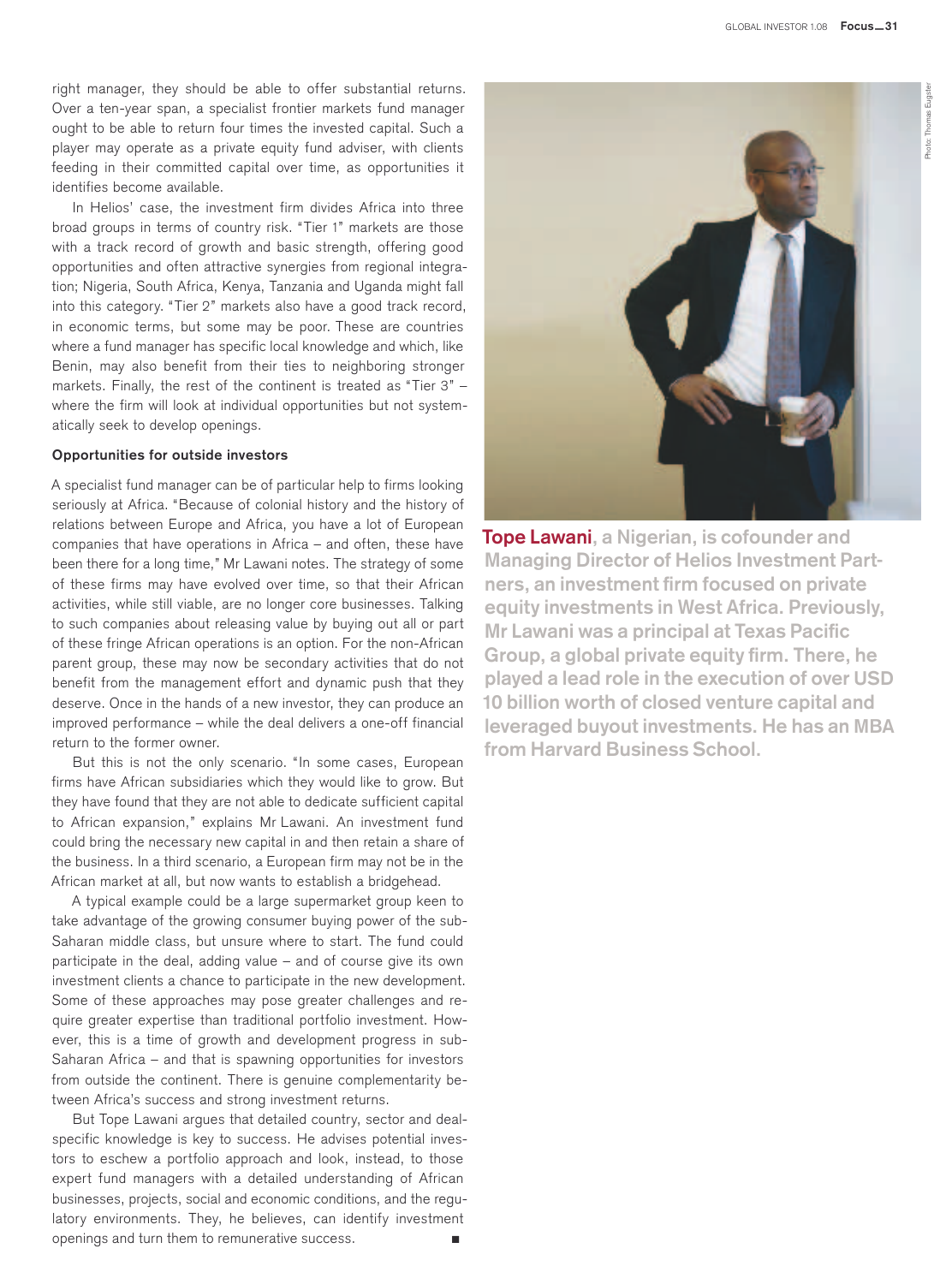right manager, they should be able to offer substantial returns. Over a ten-year span, a specialist frontier markets fund manager ought to be able to return four times the invested capital. Such a player may operate as a private equity fund adviser, with clients feeding in their committed capital over time, as opportunities it identifies become available.

In Helios' case, the investment firm divides Africa into three broad groups in terms of country risk. "Tier 1" markets are those with a track record of growth and basic strength, offering good opportunities and often attractive synergies from regional integration; Nigeria, South Africa, Kenya, Tanzania and Uganda might fall into this category. "Tier 2" markets also have a good track record, in economic terms, but some may be poor. These are countries where a fund manager has specific local knowledge and which, like Benin, may also benefit from their ties to neighboring stronger markets. Finally, the rest of the continent is treated as "Tier 3" – where the firm will look at individual opportunities but not systematically seek to develop openings.

#### Opportunities for outside investors

A specialist fund manager can be of particular help to firms looking seriously at Africa. "Because of colonial history and the history of relations between Europe and Africa, you have a lot of European companies that have operations in Africa – and often, these have been there for a long time," Mr Lawani notes. The strategy of some of these firms may have evolved over time, so that their African activities, while still viable, are no longer core businesses. Talking to such companies about releasing value by buying out all or part of these fringe African operations is an option. For the non-African parent group, these may now be secondary activities that do not benefit from the management effort and dynamic push that they deserve. Once in the hands of a new investor, they can produce an improved performance – while the deal delivers a one-off financial return to the former owner.

But this is not the only scenario. "In some cases, European firms have African subsidiaries which they would like to grow. But they have found that they are not able to dedicate sufficient capital to African expansion," explains Mr Lawani. An investment fund could bring the necessary new capital in and then retain a share of the business. In a third scenario, a European firm may not be in the African market at all, but now wants to establish a bridgehead.

A typical example could be a large supermarket group keen to take advantage of the growing consumer buying power of the sub-Saharan middle class, but unsure where to start. The fund could participate in the deal, adding value – and of course give its own investment clients a chance to participate in the new development. Some of these approaches may pose greater challenges and require greater expertise than traditional portfolio investment. However, this is a time of growth and development progress in sub-Saharan Africa – and that is spawning opportunities for investors from outside the continent. There is genuine complementarity between Africa's success and strong investment returns.

But Tope Lawani argues that detailed country, sector and deal-specific knowledge is key to success. He advises potential investors to eschew a portfolio approach and look, instead, to those expert fund managers with a detailed understanding of African businesses, projects, social and economic conditions, and the regulatory environments. They, he believes, can identify investment openings and turn them to remunerative success. ■

Photo: Thomas Eugster

**Tope Lawani**, a Nigerian, is cofounder and Managing Director of Helios Investment Partners, an investment firm focused on private equity investments in West Africa. Previously, Mr Lawani was a principal at Texas Pacific Group, a global private equity firm. There, he played a lead role in the execution of over USD 10 billion worth of closed venture capital and leveraged buyout investments. He has an MBA from Harvard Business School.